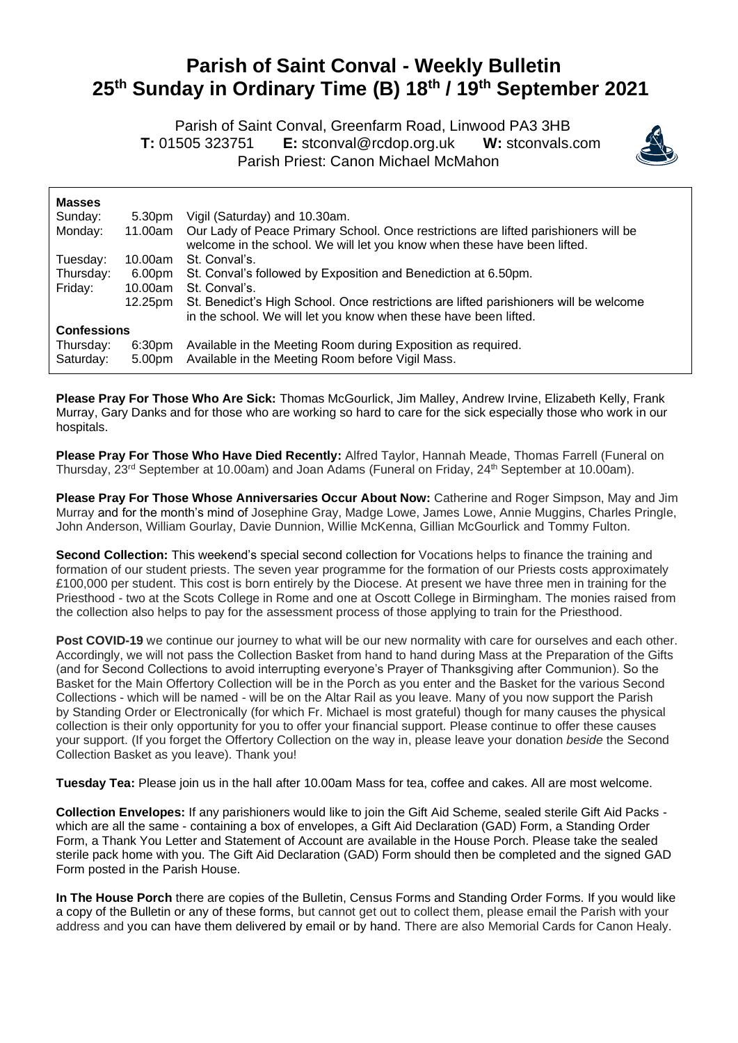# Parish of Saint Conval - Weekly Bulletin
# 25th Sunday in Ordinary Time (B) 18th / 19th September 2021

Parish of Saint Conval, Greenfarm Road, Linwood PA3 3HB
**T:** 01505 323751 **E:** stconval@rcdop.org.uk **W:** stconvals.com
Parish Priest: Canon Michael McMahon

| **Masses** | | |
| --- | --- | --- |
| Sunday: | 5.30pm | Vigil (Saturday) and 10.30am. |
| Monday: | 11.00am | Our Lady of Peace Primary School. Once restrictions are lifted parishioners will be welcome in the school. We will let you know when these have been lifted. |
| Tuesday: | 10.00am | St. Conval's. |
| Thursday: | 6.00pm | St. Conval's followed by Exposition and Benediction at 6.50pm. |
| Friday: | 10.00am | St. Conval's. |
| | 12.25pm | St. Benedict's High School. Once restrictions are lifted parishioners will be welcome in the school. We will let you know when these have been lifted. |
| **Confessions** | | |
| Thursday: | 6:30pm | Available in the Meeting Room during Exposition as required. |
| Saturday: | 5.00pm | Available in the Meeting Room before Vigil Mass. |

**Please Pray For Those Who Are Sick:** Thomas McGourlick, Jim Malley, Andrew Irvine, Elizabeth Kelly, Frank Murray, Gary Danks and for those who are working so hard to care for the sick especially those who work in our hospitals.

**Please Pray For Those Who Have Died Recently:** Alfred Taylor, Hannah Meade, Thomas Farrell (Funeral on Thursday, 23rd September at 10.00am) and Joan Adams (Funeral on Friday, 24th September at 10.00am).

**Please Pray For Those Whose Anniversaries Occur About Now:** Catherine and Roger Simpson, May and Jim Murray and for the month's mind of Josephine Gray, Madge Lowe, James Lowe, Annie Muggins, Charles Pringle, John Anderson, William Gourlay, Davie Dunnion, Willie McKenna, Gillian McGourlick and Tommy Fulton.

**Second Collection:** This weekend's special second collection for Vocations helps to finance the training and formation of our student priests. The seven year programme for the formation of our Priests costs approximately £100,000 per student. This cost is born entirely by the Diocese. At present we have three men in training for the Priesthood - two at the Scots College in Rome and one at Oscott College in Birmingham. The monies raised from the collection also helps to pay for the assessment process of those applying to train for the Priesthood.

**Post COVID-19** we continue our journey to what will be our new normality with care for ourselves and each other. Accordingly, we will not pass the Collection Basket from hand to hand during Mass at the Preparation of the Gifts (and for Second Collections to avoid interrupting everyone's Prayer of Thanksgiving after Communion). So the Basket for the Main Offertory Collection will be in the Porch as you enter and the Basket for the various Second Collections - which will be named - will be on the Altar Rail as you leave. Many of you now support the Parish by Standing Order or Electronically (for which Fr. Michael is most grateful) though for many causes the physical collection is their only opportunity for you to offer your financial support. Please continue to offer these causes your support. (If you forget the Offertory Collection on the way in, please leave your donation *beside* the Second Collection Basket as you leave). Thank you!

**Tuesday Tea:** Please join us in the hall after 10.00am Mass for tea, coffee and cakes. All are most welcome.

**Collection Envelopes:** If any parishioners would like to join the Gift Aid Scheme, sealed sterile Gift Aid Packs - which are all the same - containing a box of envelopes, a Gift Aid Declaration (GAD) Form, a Standing Order Form, a Thank You Letter and Statement of Account are available in the House Porch. Please take the sealed sterile pack home with you. The Gift Aid Declaration (GAD) Form should then be completed and the signed GAD Form posted in the Parish House.

**In The House Porch** there are copies of the Bulletin, Census Forms and Standing Order Forms. If you would like a copy of the Bulletin or any of these forms, but cannot get out to collect them, please email the Parish with your address and you can have them delivered by email or by hand. There are also Memorial Cards for Canon Healy.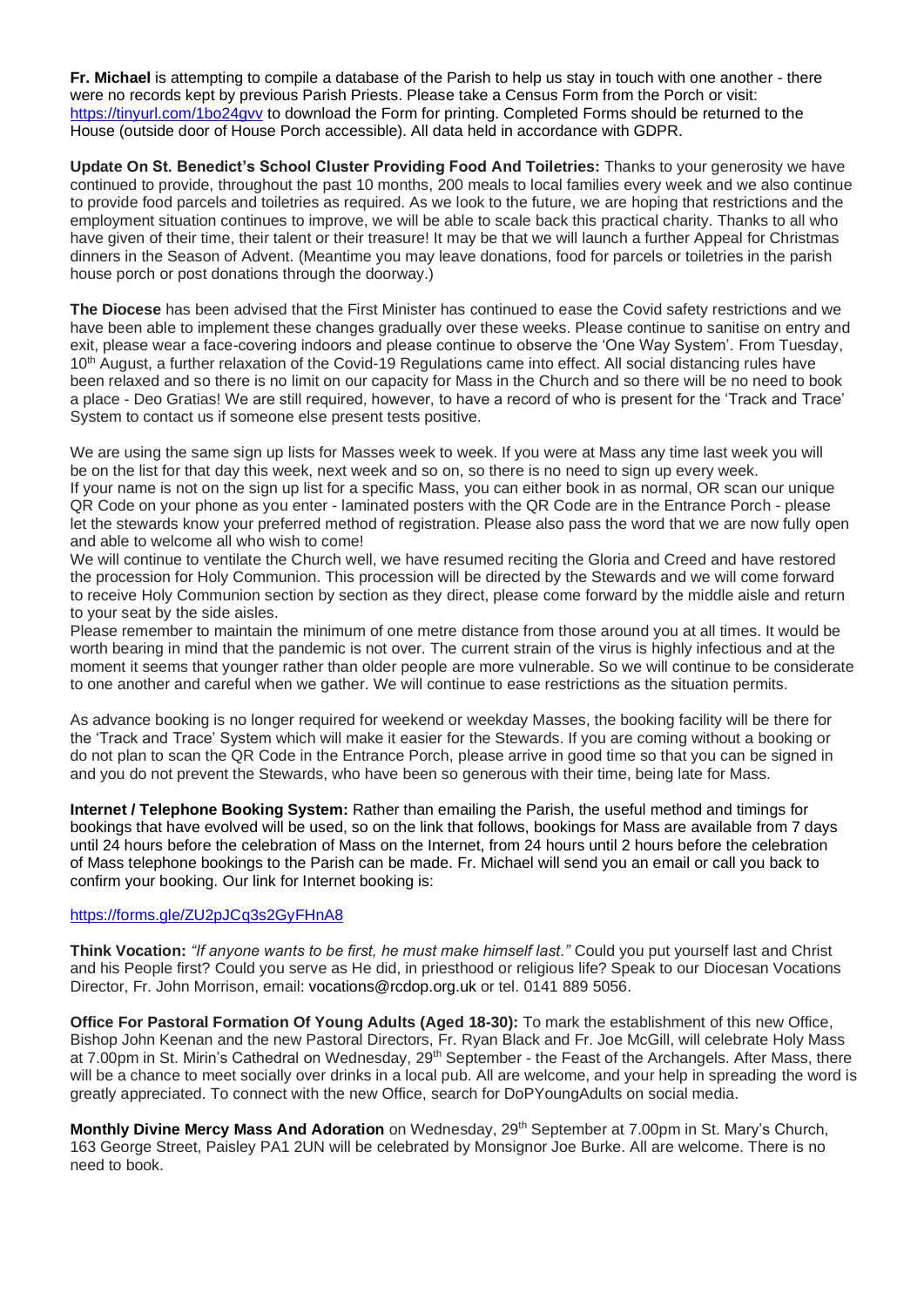**Fr. Michael** is attempting to compile a database of the Parish to help us stay in touch with one another - there were no records kept by previous Parish Priests. Please take a Census Form from the Porch or visit: https://tinyurl.com/1bo24gvv to download the Form for printing. Completed Forms should be returned to the House (outside door of House Porch accessible). All data held in accordance with GDPR.

**Update On St. Benedict's School Cluster Providing Food And Toiletries:** Thanks to your generosity we have continued to provide, throughout the past 10 months, 200 meals to local families every week and we also continue to provide food parcels and toiletries as required. As we look to the future, we are hoping that restrictions and the employment situation continues to improve, we will be able to scale back this practical charity. Thanks to all who have given of their time, their talent or their treasure! It may be that we will launch a further Appeal for Christmas dinners in the Season of Advent. (Meantime you may leave donations, food for parcels or toiletries in the parish house porch or post donations through the doorway.)

**The Diocese** has been advised that the First Minister has continued to ease the Covid safety restrictions and we have been able to implement these changes gradually over these weeks. Please continue to sanitise on entry and exit, please wear a face-covering indoors and please continue to observe the 'One Way System'. From Tuesday, 10th August, a further relaxation of the Covid-19 Regulations came into effect. All social distancing rules have been relaxed and so there is no limit on our capacity for Mass in the Church and so there will be no need to book a place - Deo Gratias! We are still required, however, to have a record of who is present for the 'Track and Trace' System to contact us if someone else present tests positive.

We are using the same sign up lists for Masses week to week. If you were at Mass any time last week you will be on the list for that day this week, next week and so on, so there is no need to sign up every week.
If your name is not on the sign up list for a specific Mass, you can either book in as normal, OR scan our unique QR Code on your phone as you enter - laminated posters with the QR Code are in the Entrance Porch - please let the stewards know your preferred method of registration. Please also pass the word that we are now fully open and able to welcome all who wish to come!
We will continue to ventilate the Church well, we have resumed reciting the Gloria and Creed and have restored the procession for Holy Communion. This procession will be directed by the Stewards and we will come forward to receive Holy Communion section by section as they direct, please come forward by the middle aisle and return to your seat by the side aisles.
Please remember to maintain the minimum of one metre distance from those around you at all times. It would be worth bearing in mind that the pandemic is not over. The current strain of the virus is highly infectious and at the moment it seems that younger rather than older people are more vulnerable. So we will continue to be considerate to one another and careful when we gather. We will continue to ease restrictions as the situation permits.

As advance booking is no longer required for weekend or weekday Masses, the booking facility will be there for the 'Track and Trace' System which will make it easier for the Stewards. If you are coming without a booking or do not plan to scan the QR Code in the Entrance Porch, please arrive in good time so that you can be signed in and you do not prevent the Stewards, who have been so generous with their time, being late for Mass.

**Internet / Telephone Booking System:** Rather than emailing the Parish, the useful method and timings for bookings that have evolved will be used, so on the link that follows, bookings for Mass are available from 7 days until 24 hours before the celebration of Mass on the Internet, from 24 hours until 2 hours before the celebration of Mass telephone bookings to the Parish can be made. Fr. Michael will send you an email or call you back to confirm your booking. Our link for Internet booking is:

https://forms.gle/ZU2pJCq3s2GyFHnA8

**Think Vocation:** *"If anyone wants to be first, he must make himself last."* Could you put yourself last and Christ and his People first? Could you serve as He did, in priesthood or religious life? Speak to our Diocesan Vocations Director, Fr. John Morrison, email: vocations@rcdop.org.uk or tel. 0141 889 5056.

**Office For Pastoral Formation Of Young Adults (Aged 18-30):** To mark the establishment of this new Office, Bishop John Keenan and the new Pastoral Directors, Fr. Ryan Black and Fr. Joe McGill, will celebrate Holy Mass at 7.00pm in St. Mirin's Cathedral on Wednesday, 29th September - the Feast of the Archangels. After Mass, there will be a chance to meet socially over drinks in a local pub. All are welcome, and your help in spreading the word is greatly appreciated. To connect with the new Office, search for DoPYoungAdults on social media.

**Monthly Divine Mercy Mass And Adoration** on Wednesday, 29th September at 7.00pm in St. Mary's Church, 163 George Street, Paisley PA1 2UN will be celebrated by Monsignor Joe Burke. All are welcome. There is no need to book.